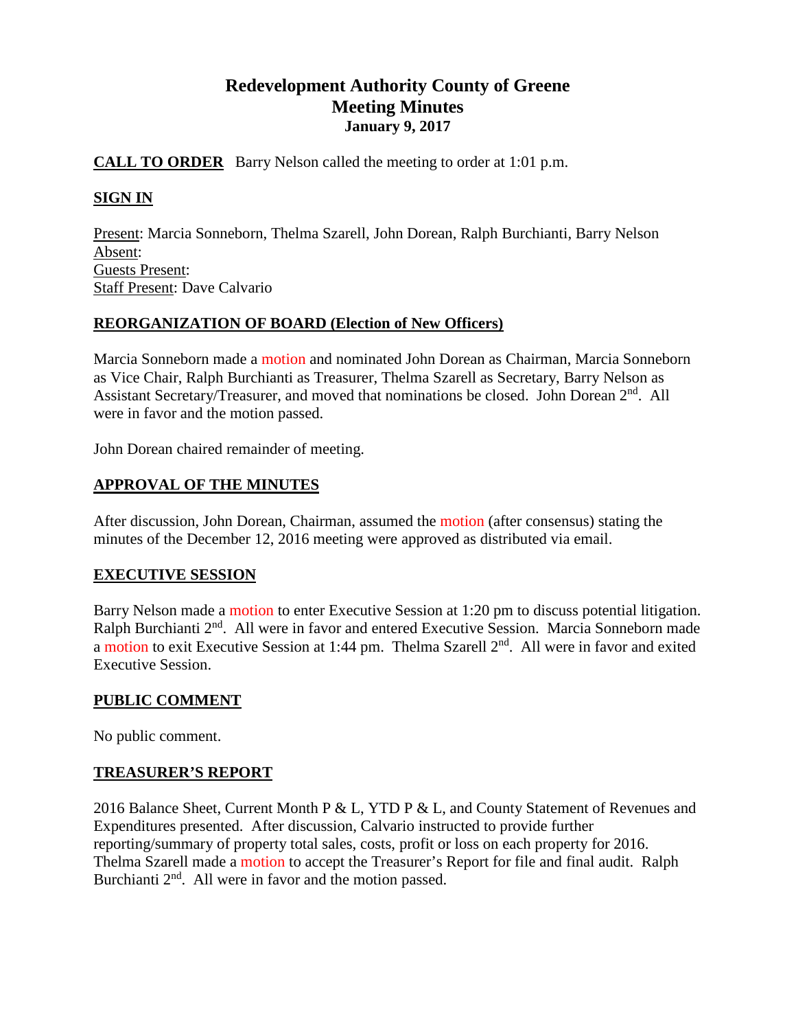# Redevelopment Authority County of Greene
## Meeting Minutes
### January 9, 2017

**CALL TO ORDER** Barry Nelson called the meeting to order at 1:01 p.m.

**SIGN IN**

Present: Marcia Sonneborn, Thelma Szarell, John Dorean, Ralph Burchianti, Barry Nelson
Absent:
Guests Present:
Staff Present: Dave Calvario

**REORGANIZATION OF BOARD (Election of New Officers)**

Marcia Sonneborn made a motion and nominated John Dorean as Chairman, Marcia Sonneborn as Vice Chair, Ralph Burchianti as Treasurer, Thelma Szarell as Secretary, Barry Nelson as Assistant Secretary/Treasurer, and moved that nominations be closed. John Dorean 2nd. All were in favor and the motion passed.

John Dorean chaired remainder of meeting.

**APPROVAL OF THE MINUTES**

After discussion, John Dorean, Chairman, assumed the motion (after consensus) stating the minutes of the December 12, 2016 meeting were approved as distributed via email.

**EXECUTIVE SESSION**

Barry Nelson made a motion to enter Executive Session at 1:20 pm to discuss potential litigation. Ralph Burchianti 2nd. All were in favor and entered Executive Session. Marcia Sonneborn made a motion to exit Executive Session at 1:44 pm. Thelma Szarell 2nd. All were in favor and exited Executive Session.

**PUBLIC COMMENT**

No public comment.

**TREASURER'S REPORT**

2016 Balance Sheet, Current Month P & L, YTD P & L, and County Statement of Revenues and Expenditures presented. After discussion, Calvario instructed to provide further reporting/summary of property total sales, costs, profit or loss on each property for 2016. Thelma Szarell made a motion to accept the Treasurer's Report for file and final audit. Ralph Burchianti 2nd. All were in favor and the motion passed.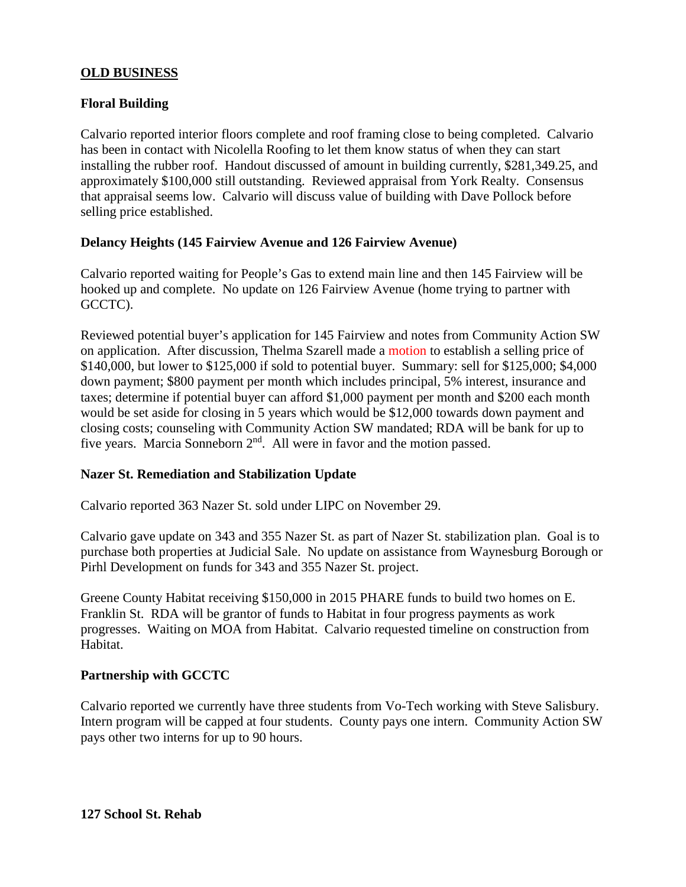## OLD BUSINESS

### Floral Building

Calvario reported interior floors complete and roof framing close to being completed. Calvario has been in contact with Nicolella Roofing to let them know status of when they can start installing the rubber roof. Handout discussed of amount in building currently, $281,349.25, and approximately $100,000 still outstanding. Reviewed appraisal from York Realty. Consensus that appraisal seems low. Calvario will discuss value of building with Dave Pollock before selling price established.

### Delancy Heights (145 Fairview Avenue and 126 Fairview Avenue)

Calvario reported waiting for People's Gas to extend main line and then 145 Fairview will be hooked up and complete. No update on 126 Fairview Avenue (home trying to partner with GCCTC).

Reviewed potential buyer's application for 145 Fairview and notes from Community Action SW on application. After discussion, Thelma Szarell made a motion to establish a selling price of $140,000, but lower to $125,000 if sold to potential buyer. Summary: sell for $125,000; $4,000 down payment; $800 payment per month which includes principal, 5% interest, insurance and taxes; determine if potential buyer can afford $1,000 payment per month and $200 each month would be set aside for closing in 5 years which would be $12,000 towards down payment and closing costs; counseling with Community Action SW mandated; RDA will be bank for up to five years. Marcia Sonneborn 2nd. All were in favor and the motion passed.

### Nazer St. Remediation and Stabilization Update

Calvario reported 363 Nazer St. sold under LIPC on November 29.

Calvario gave update on 343 and 355 Nazer St. as part of Nazer St. stabilization plan. Goal is to purchase both properties at Judicial Sale. No update on assistance from Waynesburg Borough or Pirhl Development on funds for 343 and 355 Nazer St. project.

Greene County Habitat receiving $150,000 in 2015 PHARE funds to build two homes on E. Franklin St. RDA will be grantor of funds to Habitat in four progress payments as work progresses. Waiting on MOA from Habitat. Calvario requested timeline on construction from Habitat.

### Partnership with GCCTC

Calvario reported we currently have three students from Vo-Tech working with Steve Salisbury. Intern program will be capped at four students. County pays one intern. Community Action SW pays other two interns for up to 90 hours.

### 127 School St. Rehab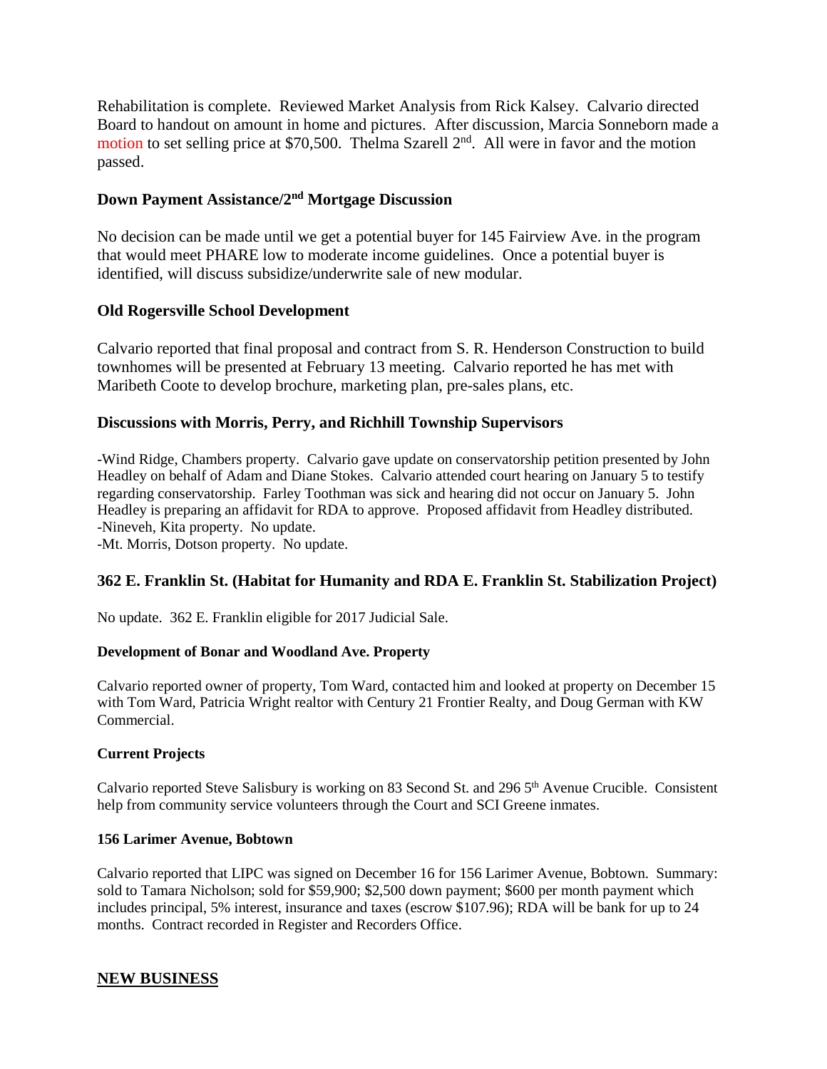Rehabilitation is complete. Reviewed Market Analysis from Rick Kalsey. Calvario directed Board to handout on amount in home and pictures. After discussion, Marcia Sonneborn made a motion to set selling price at $70,500. Thelma Szarell 2nd. All were in favor and the motion passed.

### Down Payment Assistance/2nd Mortgage Discussion

No decision can be made until we get a potential buyer for 145 Fairview Ave. in the program that would meet PHARE low to moderate income guidelines. Once a potential buyer is identified, will discuss subsidize/underwrite sale of new modular.

### Old Rogersville School Development

Calvario reported that final proposal and contract from S. R. Henderson Construction to build townhomes will be presented at February 13 meeting. Calvario reported he has met with Maribeth Coote to develop brochure, marketing plan, pre-sales plans, etc.

### Discussions with Morris, Perry, and Richhill Township Supervisors

-Wind Ridge, Chambers property. Calvario gave update on conservatorship petition presented by John Headley on behalf of Adam and Diane Stokes. Calvario attended court hearing on January 5 to testify regarding conservatorship. Farley Toothman was sick and hearing did not occur on January 5. John Headley is preparing an affidavit for RDA to approve. Proposed affidavit from Headley distributed.
-Nineveh, Kita property. No update.
-Mt. Morris, Dotson property. No update.

### 362 E. Franklin St. (Habitat for Humanity and RDA E. Franklin St. Stabilization Project)

No update. 362 E. Franklin eligible for 2017 Judicial Sale.

#### Development of Bonar and Woodland Ave. Property

Calvario reported owner of property, Tom Ward, contacted him and looked at property on December 15 with Tom Ward, Patricia Wright realtor with Century 21 Frontier Realty, and Doug German with KW Commercial.

#### Current Projects

Calvario reported Steve Salisbury is working on 83 Second St. and 296 5th Avenue Crucible. Consistent help from community service volunteers through the Court and SCI Greene inmates.

#### 156 Larimer Avenue, Bobtown

Calvario reported that LIPC was signed on December 16 for 156 Larimer Avenue, Bobtown. Summary: sold to Tamara Nicholson; sold for $59,900; $2,500 down payment; $600 per month payment which includes principal, 5% interest, insurance and taxes (escrow $107.96); RDA will be bank for up to 24 months. Contract recorded in Register and Recorders Office.

## NEW BUSINESS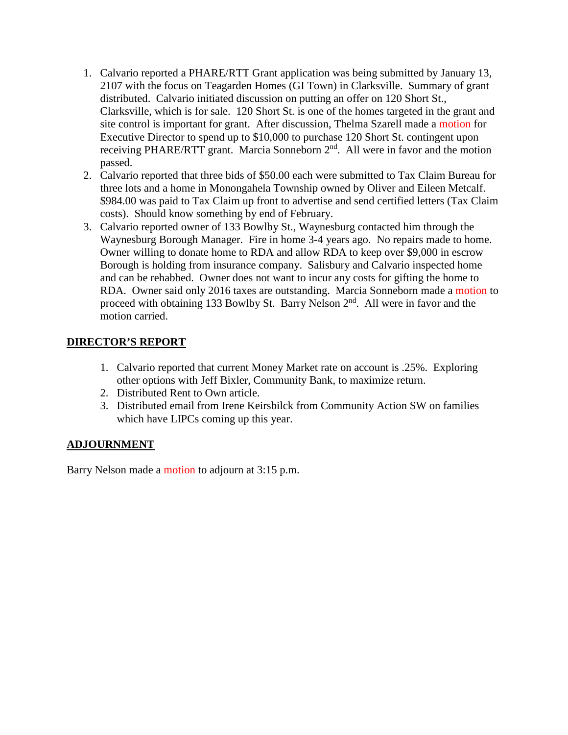1. Calvario reported a PHARE/RTT Grant application was being submitted by January 13, 2107 with the focus on Teagarden Homes (GI Town) in Clarksville. Summary of grant distributed. Calvario initiated discussion on putting an offer on 120 Short St., Clarksville, which is for sale. 120 Short St. is one of the homes targeted in the grant and site control is important for grant. After discussion, Thelma Szarell made a motion for Executive Director to spend up to $10,000 to purchase 120 Short St. contingent upon receiving PHARE/RTT grant. Marcia Sonneborn 2nd. All were in favor and the motion passed.
2. Calvario reported that three bids of $50.00 each were submitted to Tax Claim Bureau for three lots and a home in Monongahela Township owned by Oliver and Eileen Metcalf. $984.00 was paid to Tax Claim up front to advertise and send certified letters (Tax Claim costs). Should know something by end of February.
3. Calvario reported owner of 133 Bowlby St., Waynesburg contacted him through the Waynesburg Borough Manager. Fire in home 3-4 years ago. No repairs made to home. Owner willing to donate home to RDA and allow RDA to keep over $9,000 in escrow Borough is holding from insurance company. Salisbury and Calvario inspected home and can be rehabbed. Owner does not want to incur any costs for gifting the home to RDA. Owner said only 2016 taxes are outstanding. Marcia Sonneborn made a motion to proceed with obtaining 133 Bowlby St. Barry Nelson 2nd. All were in favor and the motion carried.

## DIRECTOR'S REPORT

1. Calvario reported that current Money Market rate on account is .25%. Exploring other options with Jeff Bixler, Community Bank, to maximize return.
2. Distributed Rent to Own article.
3. Distributed email from Irene Keirsbilck from Community Action SW on families which have LIPCs coming up this year.

## ADJOURNMENT

Barry Nelson made a motion to adjourn at 3:15 p.m.